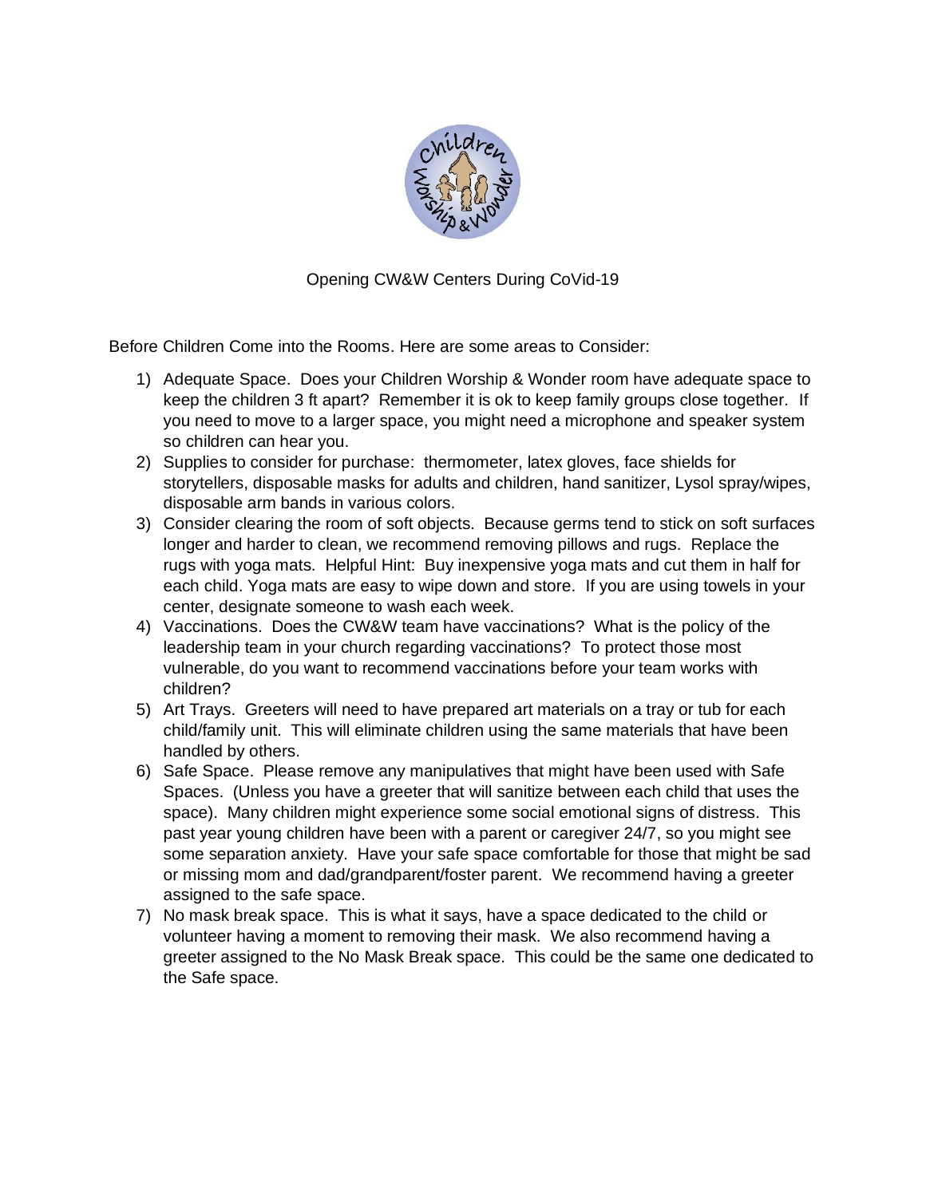# Opening CW&W Centers During CoVid-19

Before Children Come into the Rooms. Here are some areas to Consider:

1) Adequate Space. Does your Children Worship & Wonder room have adequate space to keep the children 3 ft apart? Remember it is ok to keep family groups close together. If you need to move to a larger space, you might need a microphone and speaker system so children can hear you.
2) Supplies to consider for purchase: thermometer, latex gloves, face shields for storytellers, disposable masks for adults and children, hand sanitizer, Lysol spray/wipes, disposable arm bands in various colors.
3) Consider clearing the room of soft objects. Because germs tend to stick on soft surfaces longer and harder to clean, we recommend removing pillows and rugs. Replace the rugs with yoga mats. Helpful Hint: Buy inexpensive yoga mats and cut them in half for each child. Yoga mats are easy to wipe down and store. If you are using towels in your center, designate someone to wash each week.
4) Vaccinations. Does the CW&W team have vaccinations? What is the policy of the leadership team in your church regarding vaccinations? To protect those most vulnerable, do you want to recommend vaccinations before your team works with children?
5) Art Trays. Greeters will need to have prepared art materials on a tray or tub for each child/family unit. This will eliminate children using the same materials that have been handled by others.
6) Safe Space. Please remove any manipulatives that might have been used with Safe Spaces. (Unless you have a greeter that will sanitize between each child that uses the space). Many children might experience some social emotional signs of distress. This past year young children have been with a parent or caregiver 24/7, so you might see some separation anxiety. Have your safe space comfortable for those that might be sad or missing mom and dad/grandparent/foster parent. We recommend having a greeter assigned to the safe space.
7) No mask break space. This is what it says, have a space dedicated to the child or volunteer having a moment to removing their mask. We also recommend having a greeter assigned to the No Mask Break space. This could be the same one dedicated to the Safe space.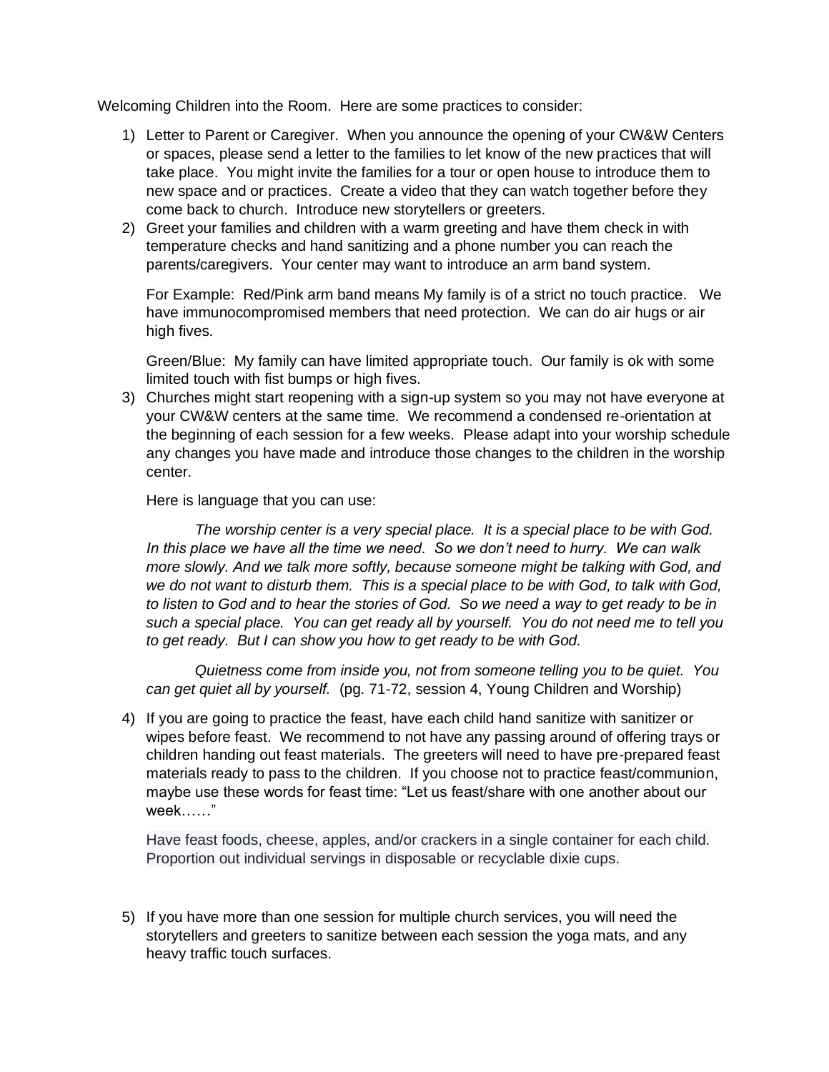Welcoming Children into the Room. Here are some practices to consider:

1) Letter to Parent or Caregiver. When you announce the opening of your CW&W Centers or spaces, please send a letter to the families to let know of the new practices that will take place. You might invite the families for a tour or open house to introduce them to new space and or practices. Create a video that they can watch together before they come back to church. Introduce new storytellers or greeters.
2) Greet your families and children with a warm greeting and have them check in with temperature checks and hand sanitizing and a phone number you can reach the parents/caregivers. Your center may want to introduce an arm band system.

   For Example: Red/Pink arm band means My family is of a strict no touch practice. We have immunocompromised members that need protection. We can do air hugs or air high fives.

   Green/Blue: My family can have limited appropriate touch. Our family is ok with some limited touch with fist bumps or high fives.
3) Churches might start reopening with a sign-up system so you may not have everyone at your CW&W centers at the same time. We recommend a condensed re-orientation at the beginning of each session for a few weeks. Please adapt into your worship schedule any changes you have made and introduce those changes to the children in the worship center.

   Here is language that you can use:

   *The worship center is a very special place. It is a special place to be with God. In this place we have all the time we need. So we don't need to hurry. We can walk more slowly. And we talk more softly, because someone might be talking with God, and we do not want to disturb them. This is a special place to be with God, to talk with God, to listen to God and to hear the stories of God. So we need a way to get ready to be in such a special place. You can get ready all by yourself. You do not need me to tell you to get ready. But I can show you how to get ready to be with God.*

   *Quietness come from inside you, not from someone telling you to be quiet. You can get quiet all by yourself.* (pg. 71-72, session 4, Young Children and Worship)

4) If you are going to practice the feast, have each child hand sanitize with sanitizer or wipes before feast. We recommend to not have any passing around of offering trays or children handing out feast materials. The greeters will need to have pre-prepared feast materials ready to pass to the children. If you choose not to practice feast/communion, maybe use these words for feast time: "Let us feast/share with one another about our week……"

   Have feast foods, cheese, apples, and/or crackers in a single container for each child. Proportion out individual servings in disposable or recyclable dixie cups.

5) If you have more than one session for multiple church services, you will need the storytellers and greeters to sanitize between each session the yoga mats, and any heavy traffic touch surfaces.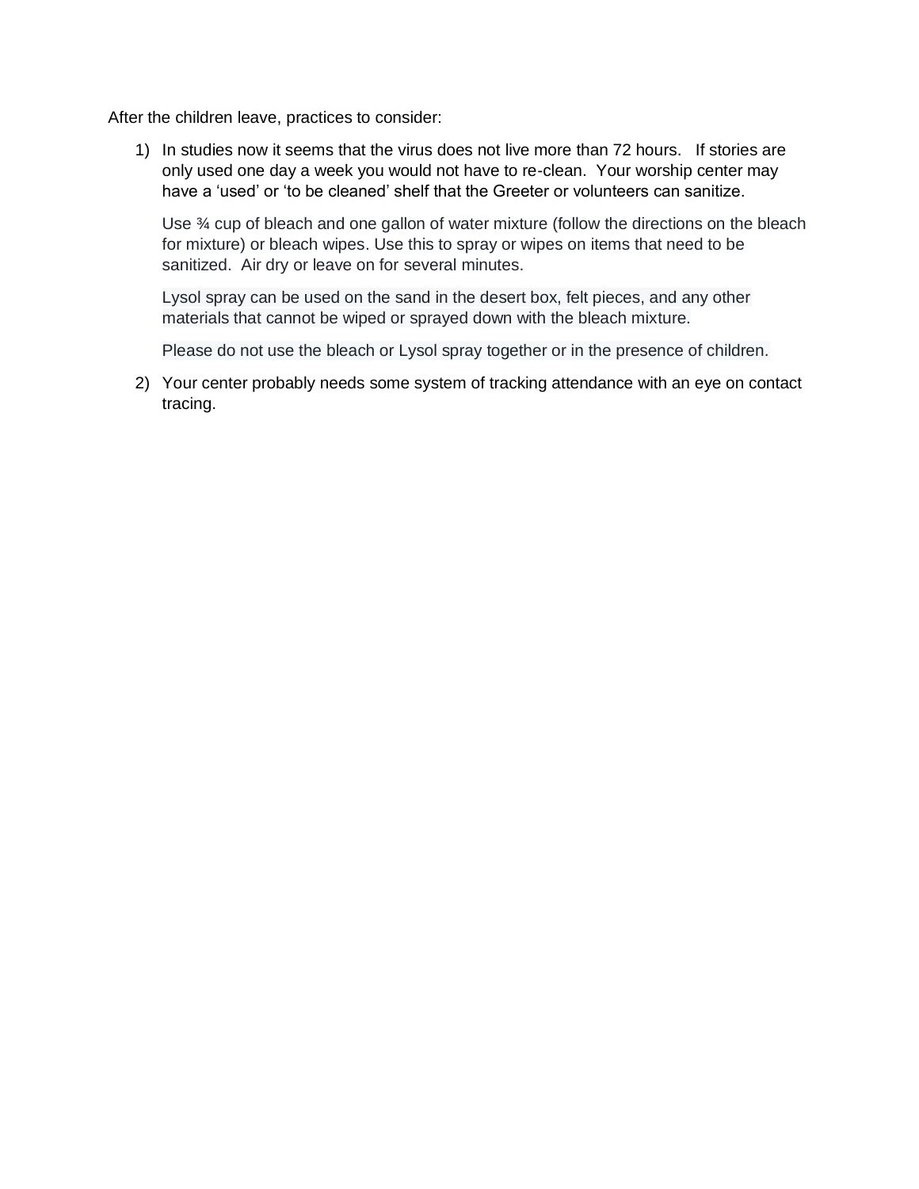After the children leave, practices to consider:

1) In studies now it seems that the virus does not live more than 72 hours. If stories are only used one day a week you would not have to re-clean. Your worship center may have a 'used' or 'to be cleaned' shelf that the Greeter or volunteers can sanitize.

   Use ¾ cup of bleach and one gallon of water mixture (follow the directions on the bleach for mixture) or bleach wipes. Use this to spray or wipes on items that need to be sanitized. Air dry or leave on for several minutes.

   Lysol spray can be used on the sand in the desert box, felt pieces, and any other materials that cannot be wiped or sprayed down with the bleach mixture.

   Please do not use the bleach or Lysol spray together or in the presence of children.

2) Your center probably needs some system of tracking attendance with an eye on contact tracing.